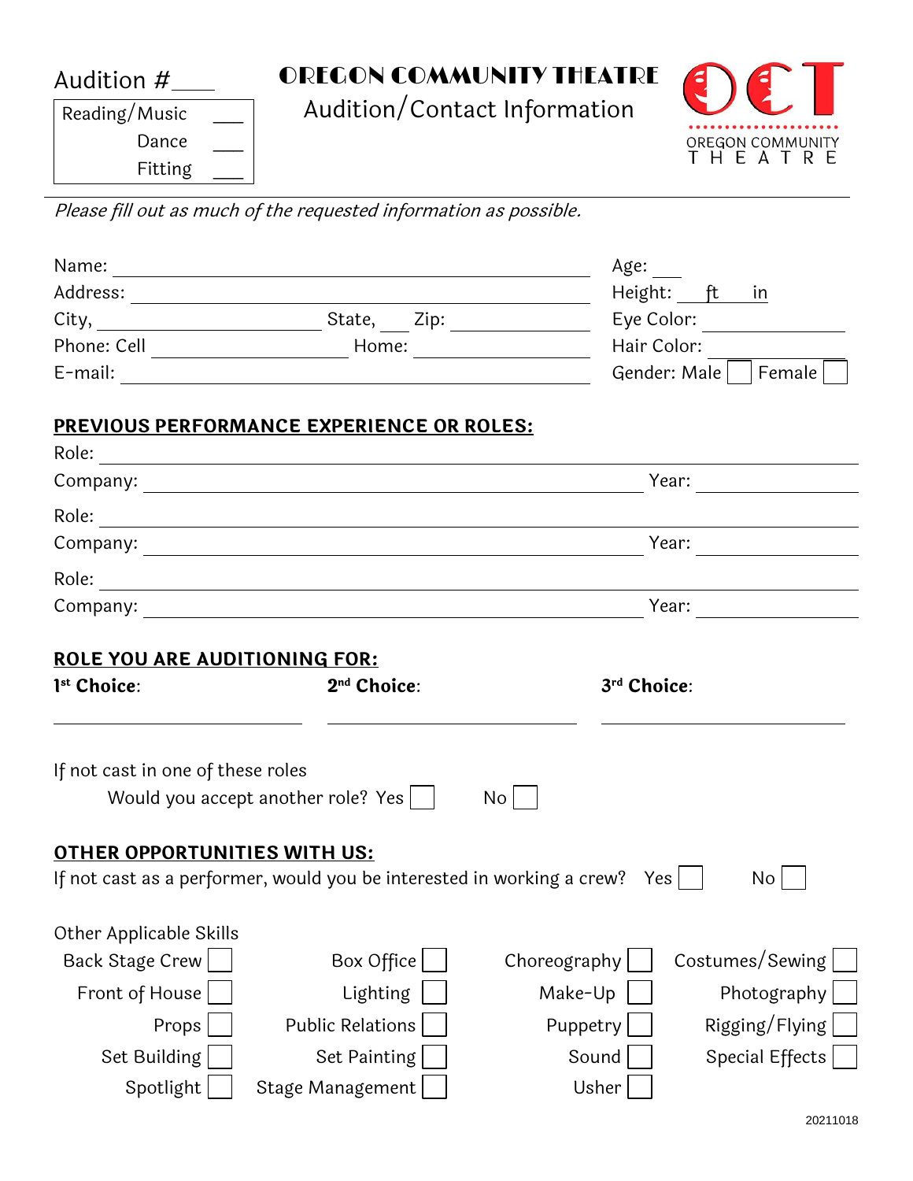Audition #____

| Reading/Music | ___ |
|---|---|
| Dance | ___ |
| Fitting | ___ |

# OREGON COMMUNITY THEATRE

## Audition/Contact Information

OREGON COMMUNITY THEATRE

*Please fill out as much of the requested information as possible.*

Name: ______________________________ Age: ___

Address: ______________________________ Height: ___ ft ___ in

City, ______________ State, ___ Zip: ___________ Eye Color: ___________

Phone: Cell ______________ Home: ___________ Hair Color: ___________

E-mail: ______________________________ Gender: Male ☐ Female ☐

**PREVIOUS PERFORMANCE EXPERIENCE OR ROLES:**

Role: ______________________________

Company: ______________________________ Year: ___________

Role: ______________________________

Company: ______________________________ Year: ___________

Role: ______________________________

Company: ______________________________ Year: ___________

**ROLE YOU ARE AUDITIONING FOR:**

**1st Choice**: ______________ **2nd Choice**: ______________ **3rd Choice**: ______________

If not cast in one of these roles

Would you accept another role? Yes ☐ No ☐

**OTHER OPPORTUNITIES WITH US:**

If not cast as a performer, would you be interested in working a crew? Yes ☐ No ☐

Other Applicable Skills

| | | | |
|---|---|---|---|
| Back Stage Crew ☐ | Box Office ☐ | Choreography ☐ | Costumes/Sewing ☐ |
| Front of House ☐ | Lighting ☐ | Make-Up ☐ | Photography ☐ |
| Props ☐ | Public Relations ☐ | Puppetry ☐ | Rigging/Flying ☐ |
| Set Building ☐ | Set Painting ☐ | Sound ☐ | Special Effects ☐ |
| Spotlight ☐ | Stage Management ☐ | Usher ☐ | |

20211018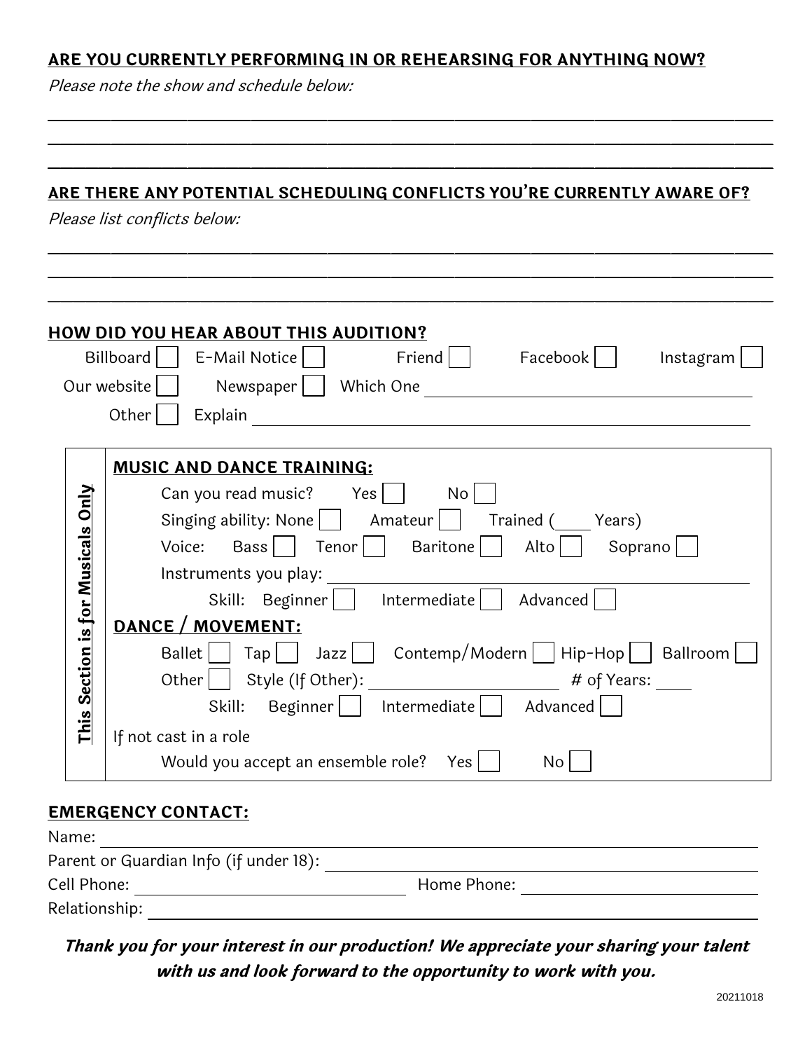## ARE YOU CURRENTLY PERFORMING IN OR REHEARSING FOR ANYTHING NOW?

*Please note the show and schedule below:*

______________________________________________________________________

______________________________________________________________________

______________________________________________________________________

## ARE THERE ANY POTENTIAL SCHEDULING CONFLICTS YOU'RE CURRENTLY AWARE OF?

*Please list conflicts below:*

______________________________________________________________________

______________________________________________________________________

______________________________________________________________________

## HOW DID YOU HEAR ABOUT THIS AUDITION?

Billboard ☐ E-Mail Notice ☐ Friend ☐ Facebook ☐ Instagram ☐

Our website ☐ Newspaper ☐ Which One ____________________

Other ☐ Explain ____________________

**This Section is for Musicals Only**

## MUSIC AND DANCE TRAINING:

Can you read music? Yes ☐ No ☐

Singing ability: None ☐ Amateur ☐ Trained (____ Years)

Voice: Bass ☐ Tenor ☐ Baritone ☐ Alto ☐ Soprano ☐

Instruments you play: ____________________

Skill: Beginner ☐ Intermediate ☐ Advanced ☐

## DANCE / MOVEMENT:

Ballet ☐ Tap ☐ Jazz ☐ Contemp/Modern ☐ Hip-Hop ☐ Ballroom ☐

Other ☐ Style (If Other): ____________________ # of Years: ____

Skill: Beginner ☐ Intermediate ☐ Advanced ☐

If not cast in a role

Would you accept an ensemble role? Yes ☐ No ☐

## EMERGENCY CONTACT:

Name: ____________________

Parent or Guardian Info (if under 18): ____________________

Cell Phone: ____________________ Home Phone: ____________________

Relationship: ____________________

***Thank you for your interest in our production! We appreciate your sharing your talent with us and look forward to the opportunity to work with you.***

20211018